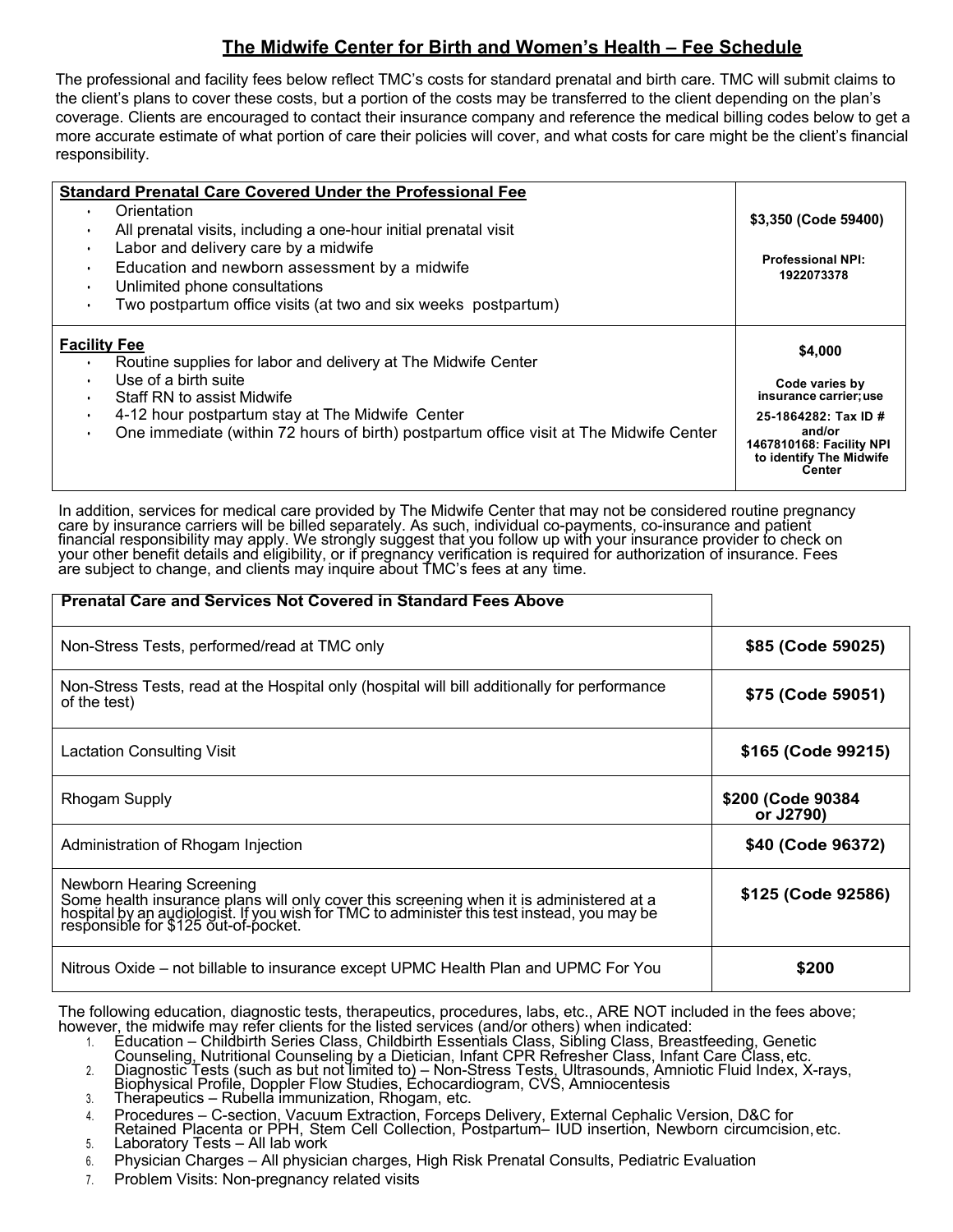# The Midwife Center for Birth and Women's Health – Fee Schedule

The professional and facility fees below reflect TMC's costs for standard prenatal and birth care. TMC will submit claims to the client's plans to cover these costs, but a portion of the costs may be transferred to the client depending on the plan's coverage. Clients are encouraged to contact their insurance company and reference the medical billing codes below to get a more accurate estimate of what portion of care their policies will cover, and what costs for care might be the client's financial responsibility.

| | |
|---|---|
| **Standard Prenatal Care Covered Under the Professional Fee**<br>• Orientation<br>• All prenatal visits, including a one-hour initial prenatal visit<br>• Labor and delivery care by a midwife<br>• Education and newborn assessment by a midwife<br>• Unlimited phone consultations<br>• Two postpartum office visits (at two and six weeks postpartum) | **$3,350 (Code 59400)**<br><br>**Professional NPI: 1922073378** |
| **Facility Fee**<br>• Routine supplies for labor and delivery at The Midwife Center<br>• Use of a birth suite<br>• Staff RN to assist Midwife<br>• 4-12 hour postpartum stay at The Midwife Center<br>• One immediate (within 72 hours of birth) postpartum office visit at The Midwife Center | **$4,000**<br><br>**Code varies by insurance carrier; use 25-1864282: Tax ID # and/or 1467810168: Facility NPI to identify The Midwife Center** |

In addition, services for medical care provided by The Midwife Center that may not be considered routine pregnancy care by insurance carriers will be billed separately. As such, individual co-payments, co-insurance and patient financial responsibility may apply. We strongly suggest that you follow up with your insurance provider to check on your other benefit details and eligibility, or if pregnancy verification is required for authorization of insurance. Fees are subject to change, and clients may inquire about TMC's fees at any time.

| **Prenatal Care and Services Not Covered in Standard Fees Above** | |
|---|---|
| Non-Stress Tests, performed/read at TMC only | **$85 (Code 59025)** |
| Non-Stress Tests, read at the Hospital only (hospital will bill additionally for performance of the test) | **$75 (Code 59051)** |
| Lactation Consulting Visit | **$165 (Code 99215)** |
| Rhogam Supply | **$200 (Code 90384 or J2790)** |
| Administration of Rhogam Injection | **$40 (Code 96372)** |
| Newborn Hearing Screening<br>Some health insurance plans will only cover this screening when it is administered at a hospital by an audiologist. If you wish for TMC to administer this test instead, you may be responsible for $125 out-of-pocket. | **$125 (Code 92586)** |
| Nitrous Oxide – not billable to insurance except UPMC Health Plan and UPMC For You | **$200** |

The following education, diagnostic tests, therapeutics, procedures, labs, etc., ARE NOT included in the fees above; however, the midwife may refer clients for the listed services (and/or others) when indicated:

1. Education – Childbirth Series Class, Childbirth Essentials Class, Sibling Class, Breastfeeding, Genetic Counseling, Nutritional Counseling by a Dietician, Infant CPR Refresher Class, Infant Care Class, etc.
2. Diagnostic Tests (such as but not limited to) – Non-Stress Tests, Ultrasounds, Amniotic Fluid Index, X-rays, Biophysical Profile, Doppler Flow Studies, Echocardiogram, CVS, Amniocentesis
3. Therapeutics – Rubella immunization, Rhogam, etc.
4. Procedures – C-section, Vacuum Extraction, Forceps Delivery, External Cephalic Version, D&C for Retained Placenta or PPH, Stem Cell Collection, Postpartum– IUD insertion, Newborn circumcision, etc.
5. Laboratory Tests – All lab work
6. Physician Charges – All physician charges, High Risk Prenatal Consults, Pediatric Evaluation
7. Problem Visits: Non-pregnancy related visits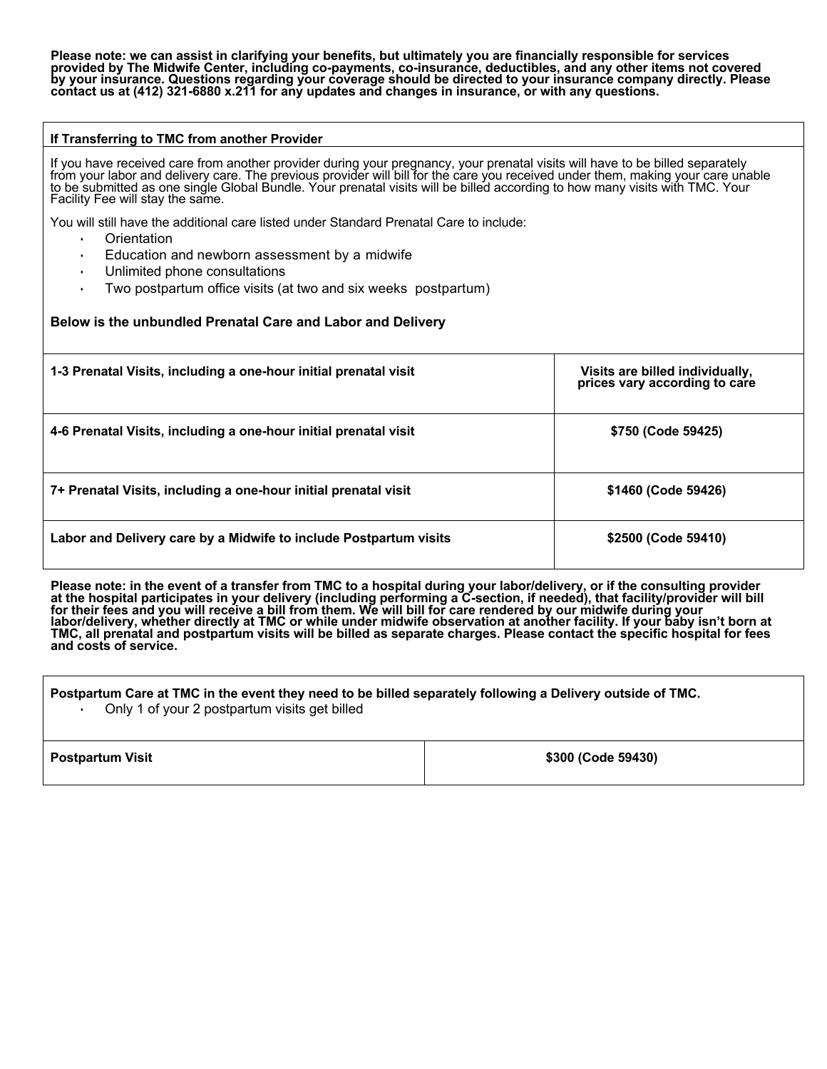**Please note: we can assist in clarifying your benefits, but ultimately you are financially responsible for services provided by The Midwife Center, including co-payments, co-insurance, deductibles, and any other items not covered by your insurance. Questions regarding your coverage should be directed to your insurance company directly. Please contact us at (412) 321-6880 x.211 for any updates and changes in insurance, or with any questions.**

**If Transferring to TMC from another Provider**

If you have received care from another provider during your pregnancy, your prenatal visits will have to be billed separately from your labor and delivery care. The previous provider will bill for the care you received under them, making your care unable to be submitted as one single Global Bundle. Your prenatal visits will be billed according to how many visits with TMC. Your Facility Fee will stay the same.

You will still have the additional care listed under Standard Prenatal Care to include:

- Orientation
- Education and newborn assessment by a midwife
- Unlimited phone consultations
- Two postpartum office visits (at two and six weeks postpartum)

**Below is the unbundled Prenatal Care and Labor and Delivery**

| | |
|---|---|
| **1-3 Prenatal Visits, including a one-hour initial prenatal visit** | **Visits are billed individually, prices vary according to care** |
| **4-6 Prenatal Visits, including a one-hour initial prenatal visit** | **$750 (Code 59425)** |
| **7+ Prenatal Visits, including a one-hour initial prenatal visit** | **$1460 (Code 59426)** |
| **Labor and Delivery care by a Midwife to include Postpartum visits** | **$2500 (Code 59410)** |

**Please note: in the event of a transfer from TMC to a hospital during your labor/delivery, or if the consulting provider at the hospital participates in your delivery (including performing a C-section, if needed), that facility/provider will bill for their fees and you will receive a bill from them. We will bill for care rendered by our midwife during your labor/delivery, whether directly at TMC or while under midwife observation at another facility. If your baby isn't born at TMC, all prenatal and postpartum visits will be billed as separate charges. Please contact the specific hospital for fees and costs of service.**

**Postpartum Care at TMC in the event they need to be billed separately following a Delivery outside of TMC.**

- Only 1 of your 2 postpartum visits get billed

| | |
|---|---|
| **Postpartum Visit** | **$300 (Code 59430)** |